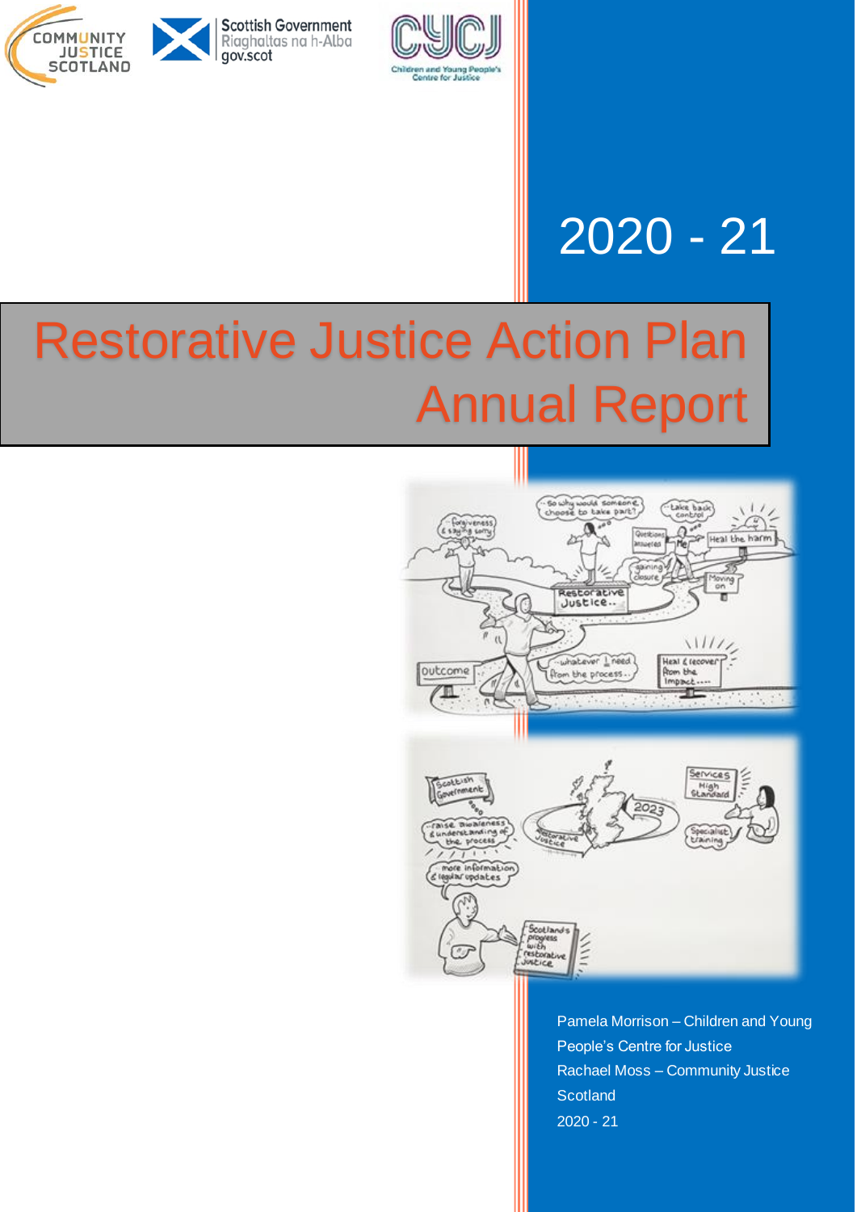2020 - 21

# Restorative Justice Action Plan Annual Report

Pamela Morrison – Children and Young People's Centre for Justice
Rachael Moss – Community Justice Scotland
2020 - 21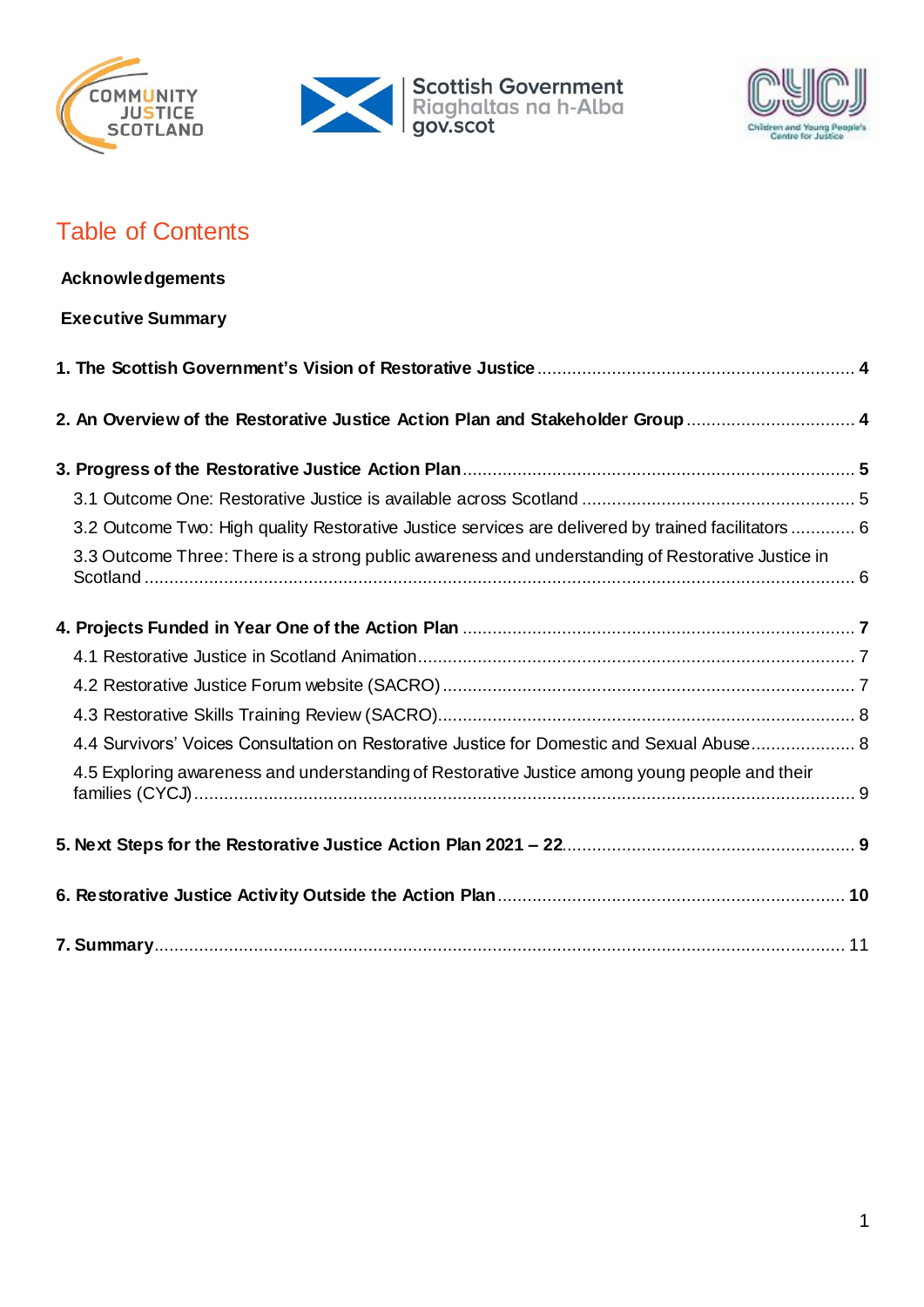# Table of Contents

**Acknowledgements**

**Executive Summary**

**1. The Scottish Government's Vision of Restorative Justice** ........ **4**

**2. An Overview of the Restorative Justice Action Plan and Stakeholder Group** ........ **4**

**3. Progress of the Restorative Justice Action Plan** ........ **5**

- 3.1 Outcome One: Restorative Justice is available across Scotland ........ 5
- 3.2 Outcome Two: High quality Restorative Justice services are delivered by trained facilitators ........ 6
- 3.3 Outcome Three: There is a strong public awareness and understanding of Restorative Justice in Scotland ........ 6

**4. Projects Funded in Year One of the Action Plan** ........ **7**

- 4.1 Restorative Justice in Scotland Animation ........ 7
- 4.2 Restorative Justice Forum website (SACRO) ........ 7
- 4.3 Restorative Skills Training Review (SACRO) ........ 8
- 4.4 Survivors' Voices Consultation on Restorative Justice for Domestic and Sexual Abuse ........ 8
- 4.5 Exploring awareness and understanding of Restorative Justice among young people and their families (CYCJ) ........ 9

**5. Next Steps for the Restorative Justice Action Plan 2021 – 22** ........ **9**

**6. Restorative Justice Activity Outside the Action Plan** ........ **10**

**7. Summary** ........ 11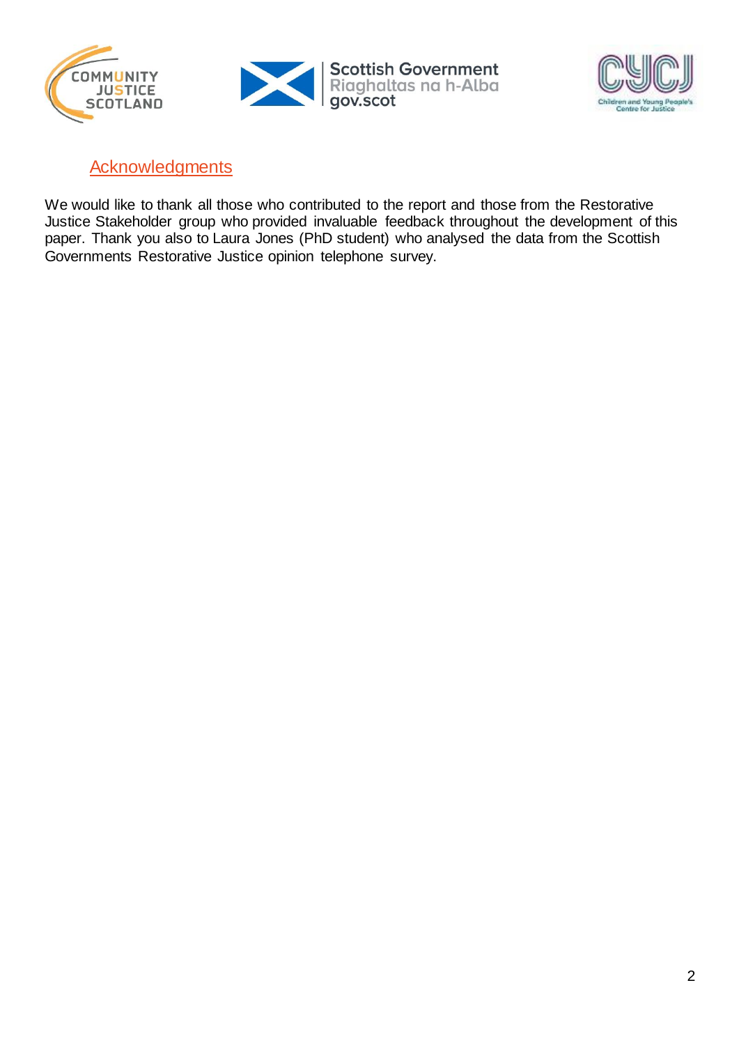## Acknowledgments

We would like to thank all those who contributed to the report and those from the Restorative Justice Stakeholder group who provided invaluable feedback throughout the development of this paper. Thank you also to Laura Jones (PhD student) who analysed the data from the Scottish Governments Restorative Justice opinion telephone survey.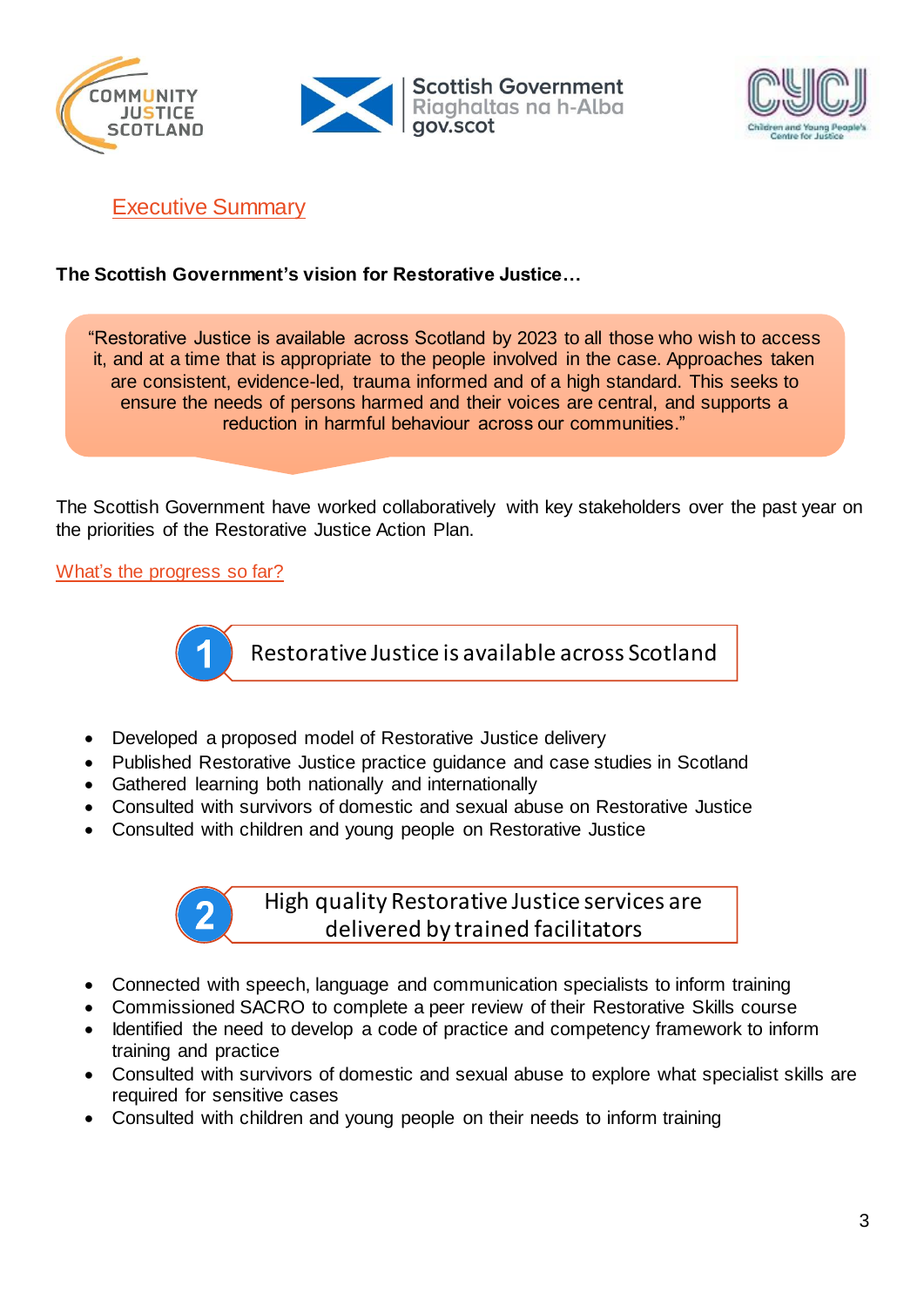## Executive Summary

**The Scottish Government's vision for Restorative Justice…**

> "Restorative Justice is available across Scotland by 2023 to all those who wish to access it, and at a time that is appropriate to the people involved in the case. Approaches taken are consistent, evidence-led, trauma informed and of a high standard. This seeks to ensure the needs of persons harmed and their voices are central, and supports a reduction in harmful behaviour across our communities."

The Scottish Government have worked collaboratively with key stakeholders over the past year on the priorities of the Restorative Justice Action Plan.

### What's the progress so far?

#### 1 Restorative Justice is available across Scotland

- Developed a proposed model of Restorative Justice delivery
- Published Restorative Justice practice guidance and case studies in Scotland
- Gathered learning both nationally and internationally
- Consulted with survivors of domestic and sexual abuse on Restorative Justice
- Consulted with children and young people on Restorative Justice

#### 2 High quality Restorative Justice services are delivered by trained facilitators

- Connected with speech, language and communication specialists to inform training
- Commissioned SACRO to complete a peer review of their Restorative Skills course
- Identified the need to develop a code of practice and competency framework to inform training and practice
- Consulted with survivors of domestic and sexual abuse to explore what specialist skills are required for sensitive cases
- Consulted with children and young people on their needs to inform training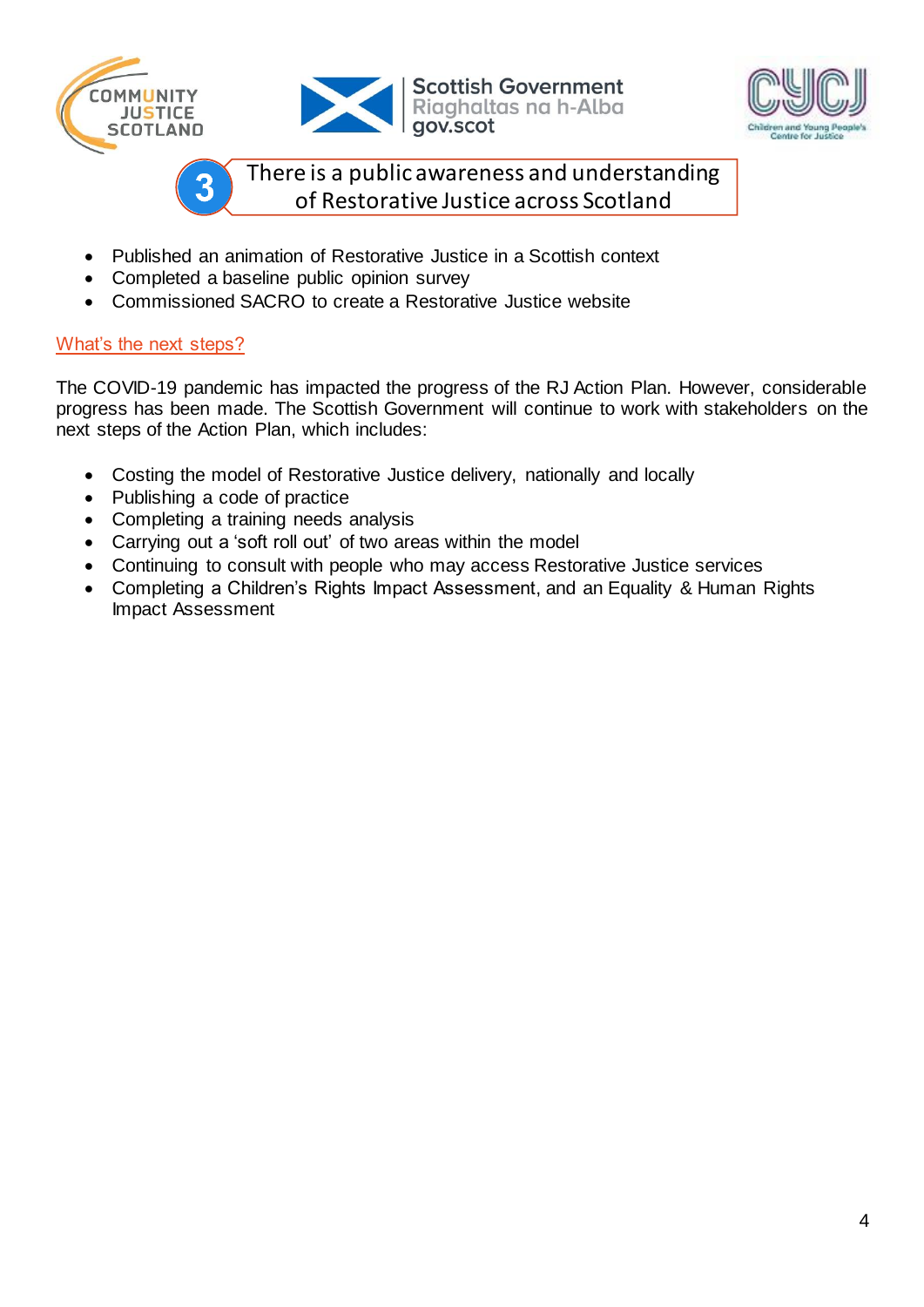## 3 There is a public awareness and understanding of Restorative Justice across Scotland

- Published an animation of Restorative Justice in a Scottish context
- Completed a baseline public opinion survey
- Commissioned SACRO to create a Restorative Justice website

### What's the next steps?

The COVID-19 pandemic has impacted the progress of the RJ Action Plan. However, considerable progress has been made. The Scottish Government will continue to work with stakeholders on the next steps of the Action Plan, which includes:

- Costing the model of Restorative Justice delivery, nationally and locally
- Publishing a code of practice
- Completing a training needs analysis
- Carrying out a 'soft roll out' of two areas within the model
- Continuing to consult with people who may access Restorative Justice services
- Completing a Children's Rights Impact Assessment, and an Equality & Human Rights Impact Assessment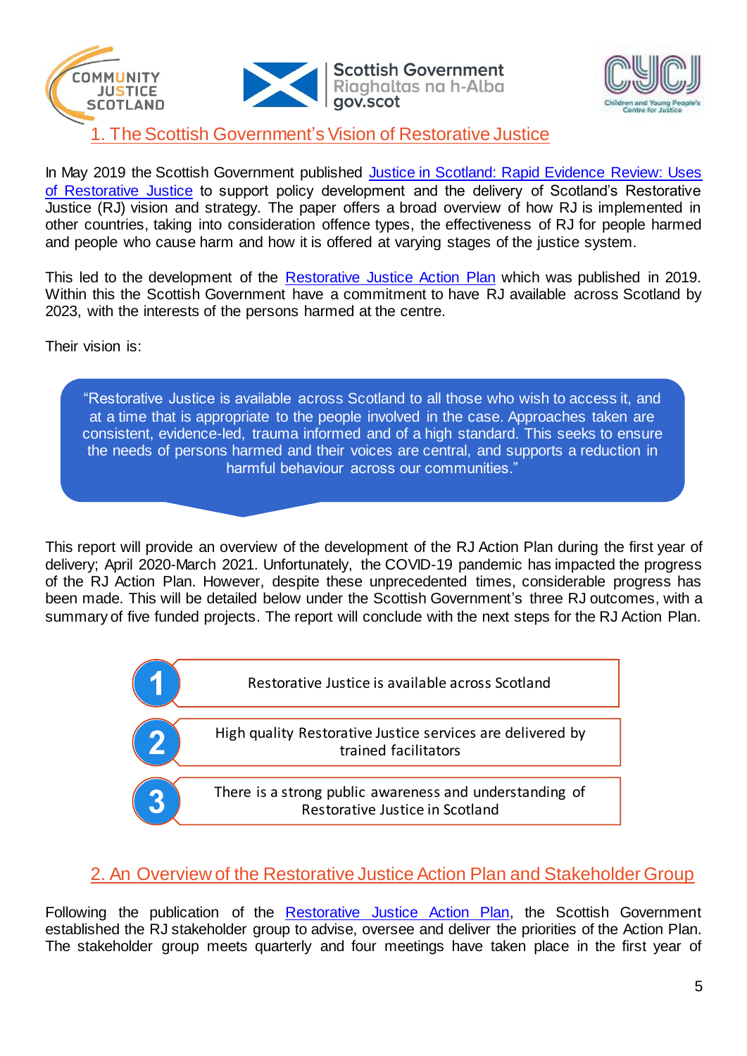## 1. The Scottish Government's Vision of Restorative Justice

In May 2019 the Scottish Government published [Justice in Scotland: Rapid Evidence Review: Uses of Restorative Justice] to support policy development and the delivery of Scotland's Restorative Justice (RJ) vision and strategy. The paper offers a broad overview of how RJ is implemented in other countries, taking into consideration offence types, the effectiveness of RJ for people harmed and people who cause harm and how it is offered at varying stages of the justice system.

This led to the development of the [Restorative Justice Action Plan] which was published in 2019. Within this the Scottish Government have a commitment to have RJ available across Scotland by 2023, with the interests of the persons harmed at the centre.

Their vision is:

> "Restorative Justice is available across Scotland to all those who wish to access it, and at a time that is appropriate to the people involved in the case. Approaches taken are consistent, evidence-led, trauma informed and of a high standard. This seeks to ensure the needs of persons harmed and their voices are central, and supports a reduction in harmful behaviour across our communities."

This report will provide an overview of the development of the RJ Action Plan during the first year of delivery; April 2020-March 2021. Unfortunately, the COVID-19 pandemic has impacted the progress of the RJ Action Plan. However, despite these unprecedented times, considerable progress has been made. This will be detailed below under the Scottish Government's three RJ outcomes, with a summary of five funded projects. The report will conclude with the next steps for the RJ Action Plan.

1. Restorative Justice is available across Scotland
2. High quality Restorative Justice services are delivered by trained facilitators
3. There is a strong public awareness and understanding of Restorative Justice in Scotland

## 2. An Overview of the Restorative Justice Action Plan and Stakeholder Group

Following the publication of the [Restorative Justice Action Plan], the Scottish Government established the RJ stakeholder group to advise, oversee and deliver the priorities of the Action Plan. The stakeholder group meets quarterly and four meetings have taken place in the first year of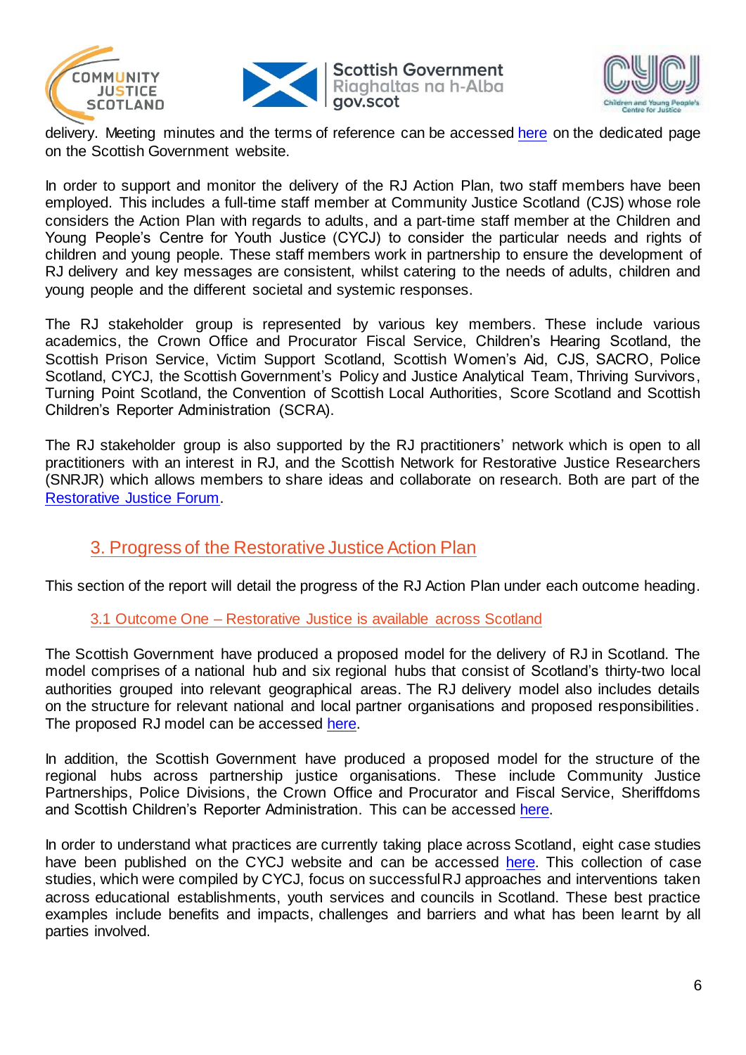delivery. Meeting minutes and the terms of reference can be accessed here on the dedicated page on the Scottish Government website.

In order to support and monitor the delivery of the RJ Action Plan, two staff members have been employed. This includes a full-time staff member at Community Justice Scotland (CJS) whose role considers the Action Plan with regards to adults, and a part-time staff member at the Children and Young People's Centre for Youth Justice (CYCJ) to consider the particular needs and rights of children and young people. These staff members work in partnership to ensure the development of RJ delivery and key messages are consistent, whilst catering to the needs of adults, children and young people and the different societal and systemic responses.

The RJ stakeholder group is represented by various key members. These include various academics, the Crown Office and Procurator Fiscal Service, Children's Hearing Scotland, the Scottish Prison Service, Victim Support Scotland, Scottish Women's Aid, CJS, SACRO, Police Scotland, CYCJ, the Scottish Government's Policy and Justice Analytical Team, Thriving Survivors, Turning Point Scotland, the Convention of Scottish Local Authorities, Score Scotland and Scottish Children's Reporter Administration (SCRA).

The RJ stakeholder group is also supported by the RJ practitioners' network which is open to all practitioners with an interest in RJ, and the Scottish Network for Restorative Justice Researchers (SNRJR) which allows members to share ideas and collaborate on research. Both are part of the Restorative Justice Forum.

## 3. Progress of the Restorative Justice Action Plan

This section of the report will detail the progress of the RJ Action Plan under each outcome heading.

### 3.1 Outcome One – Restorative Justice is available across Scotland

The Scottish Government have produced a proposed model for the delivery of RJ in Scotland. The model comprises of a national hub and six regional hubs that consist of Scotland's thirty-two local authorities grouped into relevant geographical areas. The RJ delivery model also includes details on the structure for relevant national and local partner organisations and proposed responsibilities. The proposed RJ model can be accessed here.

In addition, the Scottish Government have produced a proposed model for the structure of the regional hubs across partnership justice organisations. These include Community Justice Partnerships, Police Divisions, the Crown Office and Procurator and Fiscal Service, Sheriffdoms and Scottish Children's Reporter Administration. This can be accessed here.

In order to understand what practices are currently taking place across Scotland, eight case studies have been published on the CYCJ website and can be accessed here. This collection of case studies, which were compiled by CYCJ, focus on successful RJ approaches and interventions taken across educational establishments, youth services and councils in Scotland. These best practice examples include benefits and impacts, challenges and barriers and what has been learnt by all parties involved.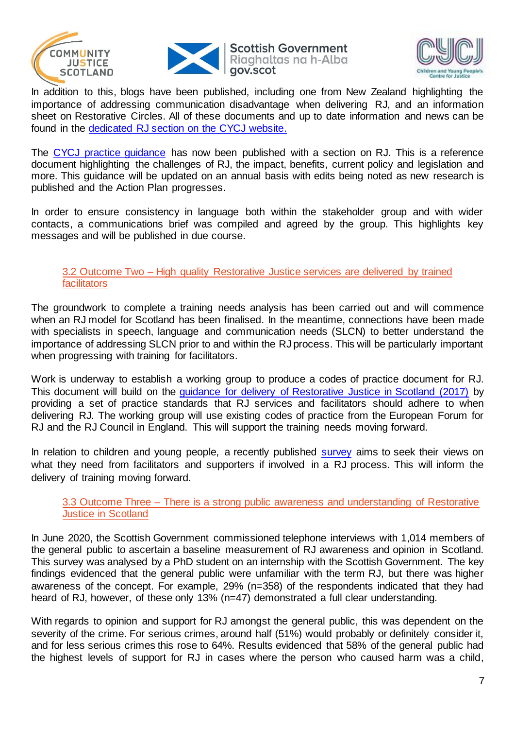In addition to this, blogs have been published, including one from New Zealand highlighting the importance of addressing communication disadvantage when delivering RJ, and an information sheet on Restorative Circles. All of these documents and up to date information and news can be found in the dedicated RJ section on the CYCJ website.

The CYCJ practice guidance has now been published with a section on RJ. This is a reference document highlighting the challenges of RJ, the impact, benefits, current policy and legislation and more. This guidance will be updated on an annual basis with edits being noted as new research is published and the Action Plan progresses.

In order to ensure consistency in language both within the stakeholder group and with wider contacts, a communications brief was compiled and agreed by the group. This highlights key messages and will be published in due course.

### 3.2 Outcome Two – High quality Restorative Justice services are delivered by trained facilitators

The groundwork to complete a training needs analysis has been carried out and will commence when an RJ model for Scotland has been finalised. In the meantime, connections have been made with specialists in speech, language and communication needs (SLCN) to better understand the importance of addressing SLCN prior to and within the RJ process. This will be particularly important when progressing with training for facilitators.

Work is underway to establish a working group to produce a codes of practice document for RJ. This document will build on the guidance for delivery of Restorative Justice in Scotland (2017) by providing a set of practice standards that RJ services and facilitators should adhere to when delivering RJ. The working group will use existing codes of practice from the European Forum for RJ and the RJ Council in England. This will support the training needs moving forward.

In relation to children and young people, a recently published survey aims to seek their views on what they need from facilitators and supporters if involved in a RJ process. This will inform the delivery of training moving forward.

### 3.3 Outcome Three – There is a strong public awareness and understanding of Restorative Justice in Scotland

In June 2020, the Scottish Government commissioned telephone interviews with 1,014 members of the general public to ascertain a baseline measurement of RJ awareness and opinion in Scotland. This survey was analysed by a PhD student on an internship with the Scottish Government. The key findings evidenced that the general public were unfamiliar with the term RJ, but there was higher awareness of the concept. For example, 29% (n=358) of the respondents indicated that they had heard of RJ, however, of these only 13% (n=47) demonstrated a full clear understanding.

With regards to opinion and support for RJ amongst the general public, this was dependent on the severity of the crime. For serious crimes, around half (51%) would probably or definitely consider it, and for less serious crimes this rose to 64%. Results evidenced that 58% of the general public had the highest levels of support for RJ in cases where the person who caused harm was a child,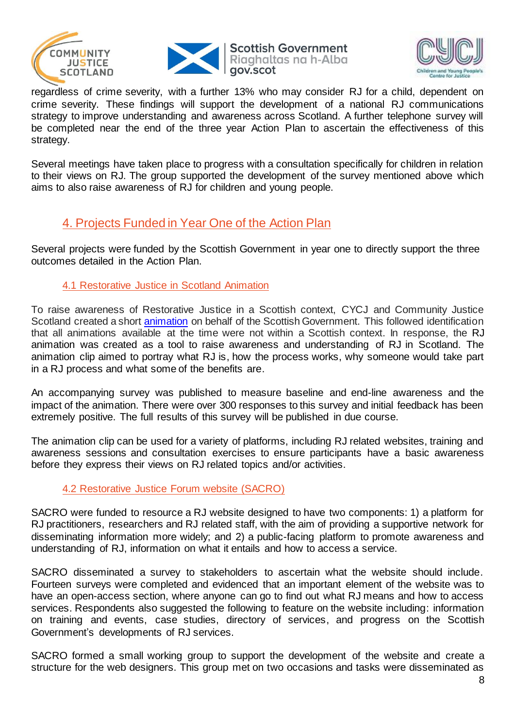regardless of crime severity, with a further 13% who may consider RJ for a child, dependent on crime severity. These findings will support the development of a national RJ communications strategy to improve understanding and awareness across Scotland. A further telephone survey will be completed near the end of the three year Action Plan to ascertain the effectiveness of this strategy.

Several meetings have taken place to progress with a consultation specifically for children in relation to their views on RJ. The group supported the development of the survey mentioned above which aims to also raise awareness of RJ for children and young people.

## 4. Projects Funded in Year One of the Action Plan

Several projects were funded by the Scottish Government in year one to directly support the three outcomes detailed in the Action Plan.

### 4.1 Restorative Justice in Scotland Animation

To raise awareness of Restorative Justice in a Scottish context, CYCJ and Community Justice Scotland created a short animation on behalf of the Scottish Government. This followed identification that all animations available at the time were not within a Scottish context. In response, the RJ animation was created as a tool to raise awareness and understanding of RJ in Scotland. The animation clip aimed to portray what RJ is, how the process works, why someone would take part in a RJ process and what some of the benefits are.

An accompanying survey was published to measure baseline and end-line awareness and the impact of the animation. There were over 300 responses to this survey and initial feedback has been extremely positive. The full results of this survey will be published in due course.

The animation clip can be used for a variety of platforms, including RJ related websites, training and awareness sessions and consultation exercises to ensure participants have a basic awareness before they express their views on RJ related topics and/or activities.

### 4.2 Restorative Justice Forum website (SACRO)

SACRO were funded to resource a RJ website designed to have two components: 1) a platform for RJ practitioners, researchers and RJ related staff, with the aim of providing a supportive network for disseminating information more widely; and 2) a public-facing platform to promote awareness and understanding of RJ, information on what it entails and how to access a service.

SACRO disseminated a survey to stakeholders to ascertain what the website should include. Fourteen surveys were completed and evidenced that an important element of the website was to have an open-access section, where anyone can go to find out what RJ means and how to access services. Respondents also suggested the following to feature on the website including: information on training and events, case studies, directory of services, and progress on the Scottish Government's developments of RJ services.

SACRO formed a small working group to support the development of the website and create a structure for the web designers. This group met on two occasions and tasks were disseminated as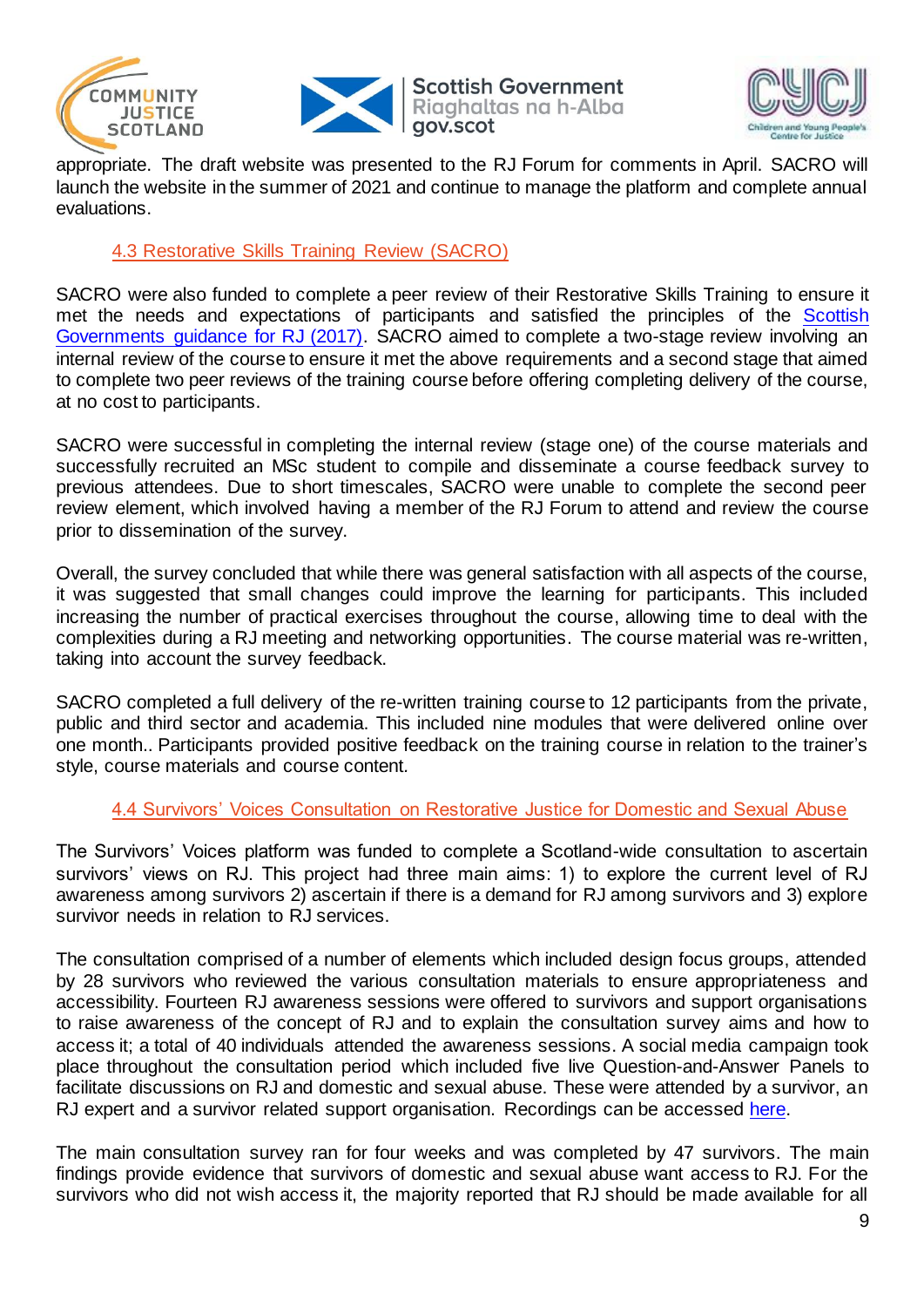appropriate. The draft website was presented to the RJ Forum for comments in April. SACRO will launch the website in the summer of 2021 and continue to manage the platform and complete annual evaluations.

### 4.3 Restorative Skills Training Review (SACRO)

SACRO were also funded to complete a peer review of their Restorative Skills Training to ensure it met the needs and expectations of participants and satisfied the principles of the Scottish Governments guidance for RJ (2017). SACRO aimed to complete a two-stage review involving an internal review of the course to ensure it met the above requirements and a second stage that aimed to complete two peer reviews of the training course before offering completing delivery of the course, at no cost to participants.

SACRO were successful in completing the internal review (stage one) of the course materials and successfully recruited an MSc student to compile and disseminate a course feedback survey to previous attendees. Due to short timescales, SACRO were unable to complete the second peer review element, which involved having a member of the RJ Forum to attend and review the course prior to dissemination of the survey.

Overall, the survey concluded that while there was general satisfaction with all aspects of the course, it was suggested that small changes could improve the learning for participants. This included increasing the number of practical exercises throughout the course, allowing time to deal with the complexities during a RJ meeting and networking opportunities. The course material was re-written, taking into account the survey feedback.

SACRO completed a full delivery of the re-written training course to 12 participants from the private, public and third sector and academia. This included nine modules that were delivered online over one month.. Participants provided positive feedback on the training course in relation to the trainer's style, course materials and course content.

### 4.4 Survivors' Voices Consultation on Restorative Justice for Domestic and Sexual Abuse

The Survivors' Voices platform was funded to complete a Scotland-wide consultation to ascertain survivors' views on RJ. This project had three main aims: 1) to explore the current level of RJ awareness among survivors 2) ascertain if there is a demand for RJ among survivors and 3) explore survivor needs in relation to RJ services.

The consultation comprised of a number of elements which included design focus groups, attended by 28 survivors who reviewed the various consultation materials to ensure appropriateness and accessibility. Fourteen RJ awareness sessions were offered to survivors and support organisations to raise awareness of the concept of RJ and to explain the consultation survey aims and how to access it; a total of 40 individuals attended the awareness sessions. A social media campaign took place throughout the consultation period which included five live Question-and-Answer Panels to facilitate discussions on RJ and domestic and sexual abuse. These were attended by a survivor, an RJ expert and a survivor related support organisation. Recordings can be accessed here.

The main consultation survey ran for four weeks and was completed by 47 survivors. The main findings provide evidence that survivors of domestic and sexual abuse want access to RJ. For the survivors who did not wish access it, the majority reported that RJ should be made available for all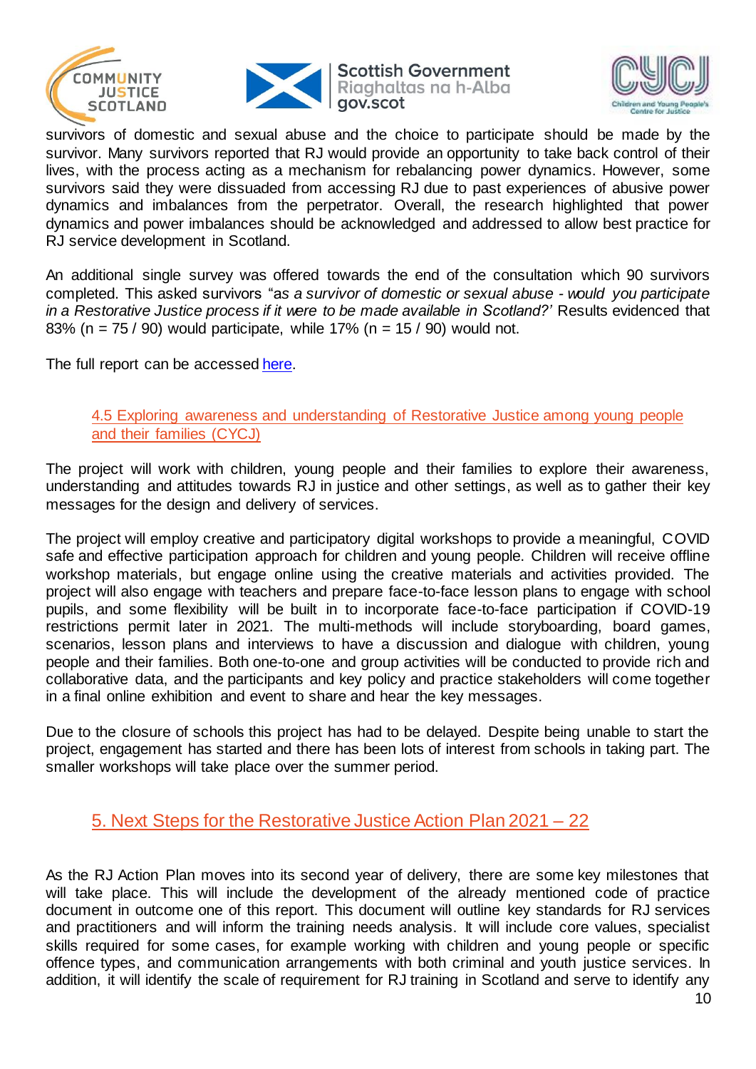survivors of domestic and sexual abuse and the choice to participate should be made by the survivor. Many survivors reported that RJ would provide an opportunity to take back control of their lives, with the process acting as a mechanism for rebalancing power dynamics. However, some survivors said they were dissuaded from accessing RJ due to past experiences of abusive power dynamics and imbalances from the perpetrator. Overall, the research highlighted that power dynamics and power imbalances should be acknowledged and addressed to allow best practice for RJ service development in Scotland.

An additional single survey was offered towards the end of the consultation which 90 survivors completed. This asked survivors "*as a survivor of domestic or sexual abuse - would you participate in a Restorative Justice process if it were to be made available in Scotland?'* Results evidenced that 83% (n = 75 / 90) would participate, while 17% (n = 15 / 90) would not.

The full report can be accessed here.

### 4.5 Exploring awareness and understanding of Restorative Justice among young people and their families (CYCJ)

The project will work with children, young people and their families to explore their awareness, understanding and attitudes towards RJ in justice and other settings, as well as to gather their key messages for the design and delivery of services.

The project will employ creative and participatory digital workshops to provide a meaningful, COVID safe and effective participation approach for children and young people. Children will receive offline workshop materials, but engage online using the creative materials and activities provided. The project will also engage with teachers and prepare face-to-face lesson plans to engage with school pupils, and some flexibility will be built in to incorporate face-to-face participation if COVID-19 restrictions permit later in 2021. The multi-methods will include storyboarding, board games, scenarios, lesson plans and interviews to have a discussion and dialogue with children, young people and their families. Both one-to-one and group activities will be conducted to provide rich and collaborative data, and the participants and key policy and practice stakeholders will come together in a final online exhibition and event to share and hear the key messages.

Due to the closure of schools this project has had to be delayed. Despite being unable to start the project, engagement has started and there has been lots of interest from schools in taking part. The smaller workshops will take place over the summer period.

## 5. Next Steps for the Restorative Justice Action Plan 2021 – 22

As the RJ Action Plan moves into its second year of delivery, there are some key milestones that will take place. This will include the development of the already mentioned code of practice document in outcome one of this report. This document will outline key standards for RJ services and practitioners and will inform the training needs analysis. It will include core values, specialist skills required for some cases, for example working with children and young people or specific offence types, and communication arrangements with both criminal and youth justice services. In addition, it will identify the scale of requirement for RJ training in Scotland and serve to identify any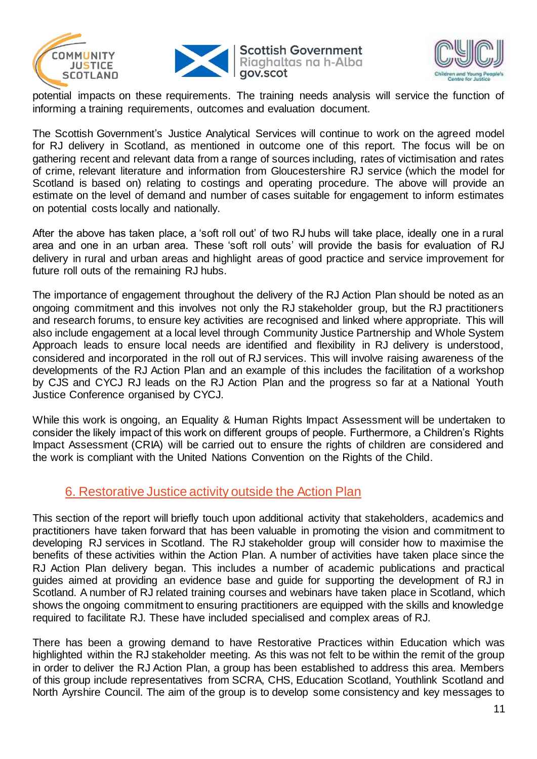potential impacts on these requirements. The training needs analysis will service the function of informing a training requirements, outcomes and evaluation document.

The Scottish Government's Justice Analytical Services will continue to work on the agreed model for RJ delivery in Scotland, as mentioned in outcome one of this report. The focus will be on gathering recent and relevant data from a range of sources including, rates of victimisation and rates of crime, relevant literature and information from Gloucestershire RJ service (which the model for Scotland is based on) relating to costings and operating procedure. The above will provide an estimate on the level of demand and number of cases suitable for engagement to inform estimates on potential costs locally and nationally.

After the above has taken place, a 'soft roll out' of two RJ hubs will take place, ideally one in a rural area and one in an urban area. These 'soft roll outs' will provide the basis for evaluation of RJ delivery in rural and urban areas and highlight areas of good practice and service improvement for future roll outs of the remaining RJ hubs.

The importance of engagement throughout the delivery of the RJ Action Plan should be noted as an ongoing commitment and this involves not only the RJ stakeholder group, but the RJ practitioners and research forums, to ensure key activities are recognised and linked where appropriate. This will also include engagement at a local level through Community Justice Partnership and Whole System Approach leads to ensure local needs are identified and flexibility in RJ delivery is understood, considered and incorporated in the roll out of RJ services. This will involve raising awareness of the developments of the RJ Action Plan and an example of this includes the facilitation of a workshop by CJS and CYCJ RJ leads on the RJ Action Plan and the progress so far at a National Youth Justice Conference organised by CYCJ.

While this work is ongoing, an Equality & Human Rights Impact Assessment will be undertaken to consider the likely impact of this work on different groups of people. Furthermore, a Children's Rights Impact Assessment (CRIA) will be carried out to ensure the rights of children are considered and the work is compliant with the United Nations Convention on the Rights of the Child.

## 6. Restorative Justice activity outside the Action Plan

This section of the report will briefly touch upon additional activity that stakeholders, academics and practitioners have taken forward that has been valuable in promoting the vision and commitment to developing RJ services in Scotland. The RJ stakeholder group will consider how to maximise the benefits of these activities within the Action Plan. A number of activities have taken place since the RJ Action Plan delivery began. This includes a number of academic publications and practical guides aimed at providing an evidence base and guide for supporting the development of RJ in Scotland. A number of RJ related training courses and webinars have taken place in Scotland, which shows the ongoing commitment to ensuring practitioners are equipped with the skills and knowledge required to facilitate RJ. These have included specialised and complex areas of RJ.

There has been a growing demand to have Restorative Practices within Education which was highlighted within the RJ stakeholder meeting. As this was not felt to be within the remit of the group in order to deliver the RJ Action Plan, a group has been established to address this area. Members of this group include representatives from SCRA, CHS, Education Scotland, Youthlink Scotland and North Ayrshire Council. The aim of the group is to develop some consistency and key messages to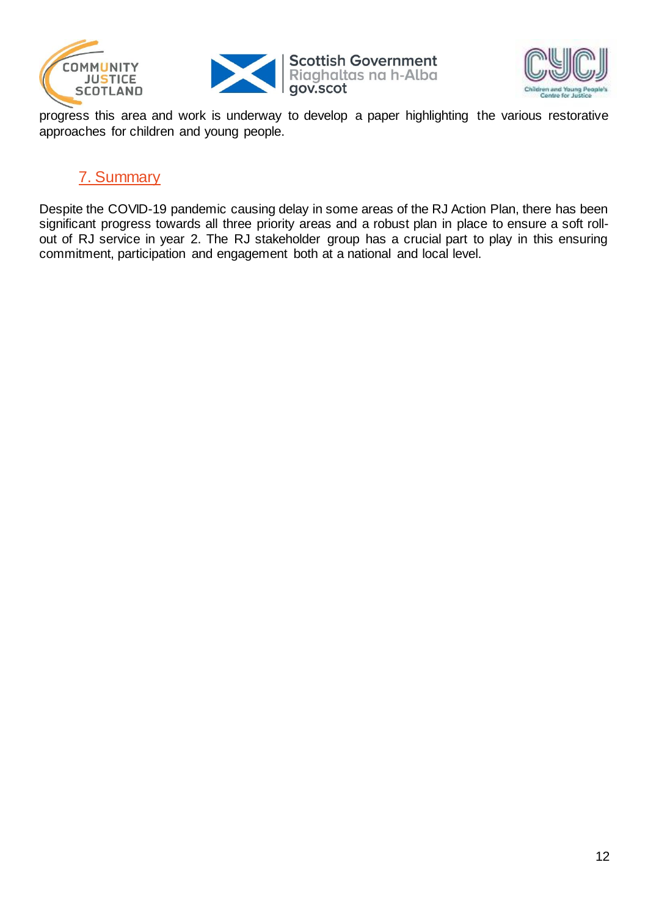progress this area and work is underway to develop a paper highlighting the various restorative approaches for children and young people.

## 7. Summary

Despite the COVID-19 pandemic causing delay in some areas of the RJ Action Plan, there has been significant progress towards all three priority areas and a robust plan in place to ensure a soft roll-out of RJ service in year 2. The RJ stakeholder group has a crucial part to play in this ensuring commitment, participation and engagement both at a national and local level.